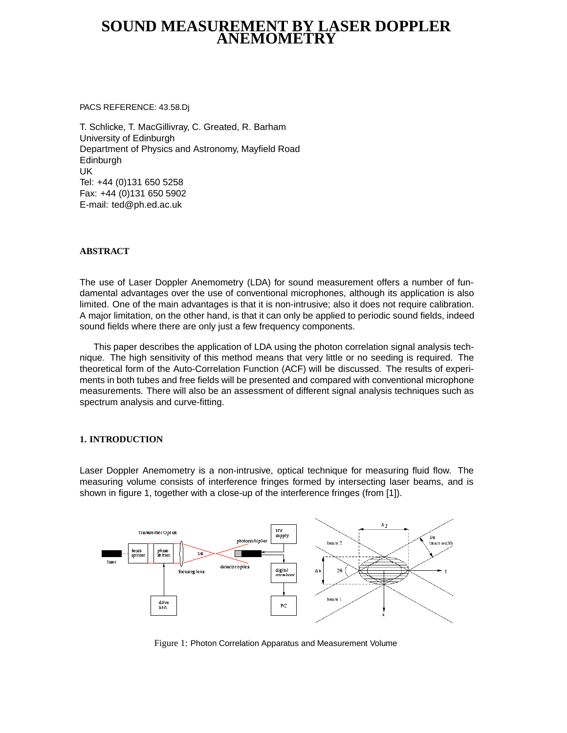# SOUND MEASUREMENT BY LASER DOPPLER ANEMOMETRY

PACS REFERENCE: 43.58.Dj

T. Schlicke, T. MacGillivray, C. Greated, R. Barham
University of Edinburgh
Department of Physics and Astronomy, Mayfield Road
Edinburgh
UK
Tel: +44 (0)131 650 5258
Fax: +44 (0)131 650 5902
E-mail: ted@ph.ed.ac.uk

### ABSTRACT

The use of Laser Doppler Anemometry (LDA) for sound measurement offers a number of fundamental advantages over the use of conventional microphones, although its application is also limited. One of the main advantages is that it is non-intrusive; also it does not require calibration. A major limitation, on the other hand, is that it can only be applied to periodic sound fields, indeed sound fields where there are only just a few frequency components.

This paper describes the application of LDA using the photon correlation signal analysis technique. The high sensitivity of this method means that very little or no seeding is required. The theoretical form of the Auto-Correlation Function (ACF) will be discussed. The results of experiments in both tubes and free fields will be presented and compared with conventional microphone measurements. There will also be an assessment of different signal analysis techniques such as spectrum analysis and curve-fitting.

### 1. INTRODUCTION

Laser Doppler Anemometry is a non-intrusive, optical technique for measuring fluid flow. The measuring volume consists of interference fringes formed by intersecting laser beams, and is shown in figure 1, together with a close-up of the interference fringes (from [1]).

Figure 1: Photon Correlation Apparatus and Measurement Volume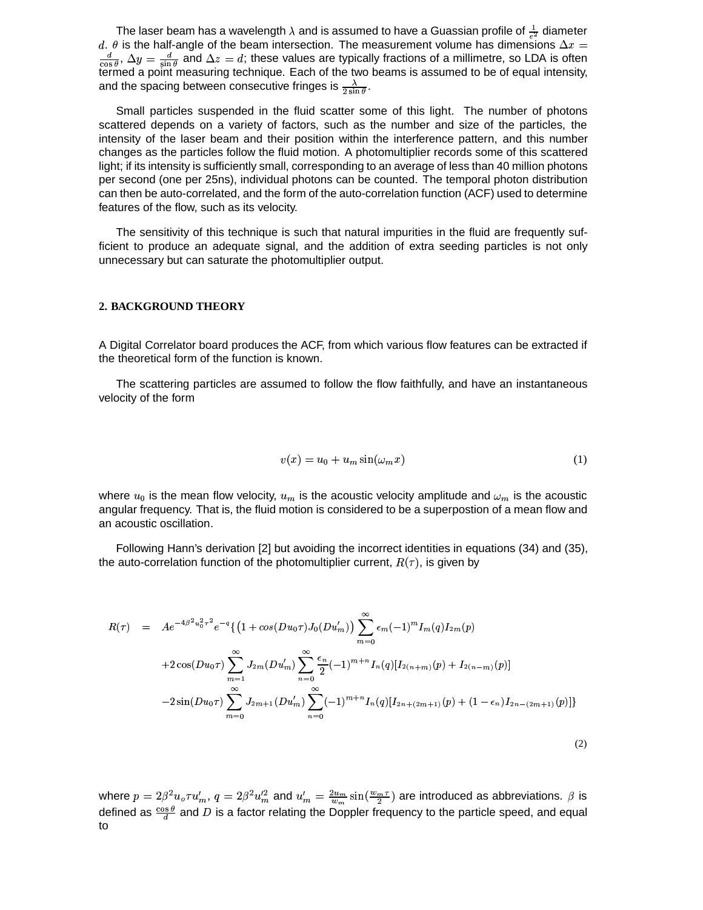The laser beam has a wavelength $\lambda$ and is assumed to have a Guassian profile of $\frac{1}{e^2}$ diameter $d$. $\theta$ is the half-angle of the beam intersection. The measurement volume has dimensions $\Delta x = \frac{d}{\cos\theta}$, $\Delta y = \frac{d}{\sin\theta}$ and $\Delta z = d$; these values are typically fractions of a millimetre, so LDA is often termed a point measuring technique. Each of the two beams is assumed to be of equal intensity, and the spacing between consecutive fringes is $\frac{\lambda}{2\sin\theta}$.

Small particles suspended in the fluid scatter some of this light. The number of photons scattered depends on a variety of factors, such as the number and size of the particles, the intensity of the laser beam and their position within the interference pattern, and this number changes as the particles follow the fluid motion. A photomultiplier records some of this scattered light; if its intensity is sufficiently small, corresponding to an average of less than 40 million photons per second (one per 25ns), individual photons can be counted. The temporal photon distribution can then be auto-correlated, and the form of the auto-correlation function (ACF) used to determine features of the flow, such as its velocity.

The sensitivity of this technique is such that natural impurities in the fluid are frequently sufficient to produce an adequate signal, and the addition of extra seeding particles is not only unnecessary but can saturate the photomultiplier output.

## 2. BACKGROUND THEORY

A Digital Correlator board produces the ACF, from which various flow features can be extracted if the theoretical form of the function is known.

The scattering particles are assumed to follow the flow faithfully, and have an instantaneous velocity of the form

$$v(x) = u_0 + u_m \sin(\omega_m x) \tag{1}$$

where $u_0$ is the mean flow velocity, $u_m$ is the acoustic velocity amplitude and $\omega_m$ is the acoustic angular frequency. That is, the fluid motion is considered to be a superpostion of a mean flow and an acoustic oscillation.

Following Hann's derivation [2] but avoiding the incorrect identities in equations (34) and (35), the auto-correlation function of the photomultiplier current, $R(\tau)$, is given by

$$\begin{aligned}
R(\tau) \;=\; & Ae^{-4\beta^2 u_0^2 \tau^2} e^{-q} \{ \left(1 + cos(Du_0\tau) J_0(Du'_m)\right) \sum_{m=0}^{\infty} \epsilon_m (-1)^m I_m(q) I_{2m}(p) \\
& + 2\cos(Du_0\tau) \sum_{m=1}^{\infty} J_{2m}(Du'_m) \sum_{n=0}^{\infty} \frac{\epsilon_n}{2} (-1)^{m+n} I_n(q) [I_{2(n+m)}(p) + I_{2(n-m)}(p)] \\
& - 2\sin(Du_0\tau) \sum_{m=0}^{\infty} J_{2m+1}(Du'_m) \sum_{n=0}^{\infty} (-1)^{m+n} I_n(q) [I_{2n+(2m+1)}(p) + (1-\epsilon_n) I_{2n-(2m+1)}(p)] \}
\end{aligned} \tag{2}$$

where $p = 2\beta^2 u_o \tau u'_m$, $q = 2\beta^2 u'^2_m$ and $u'_m = \frac{2u_m}{w_m}\sin(\frac{w_m\tau}{2})$ are introduced as abbreviations. $\beta$ is defined as $\frac{\cos\theta}{d}$ and $D$ is a factor relating the Doppler frequency to the particle speed, and equal to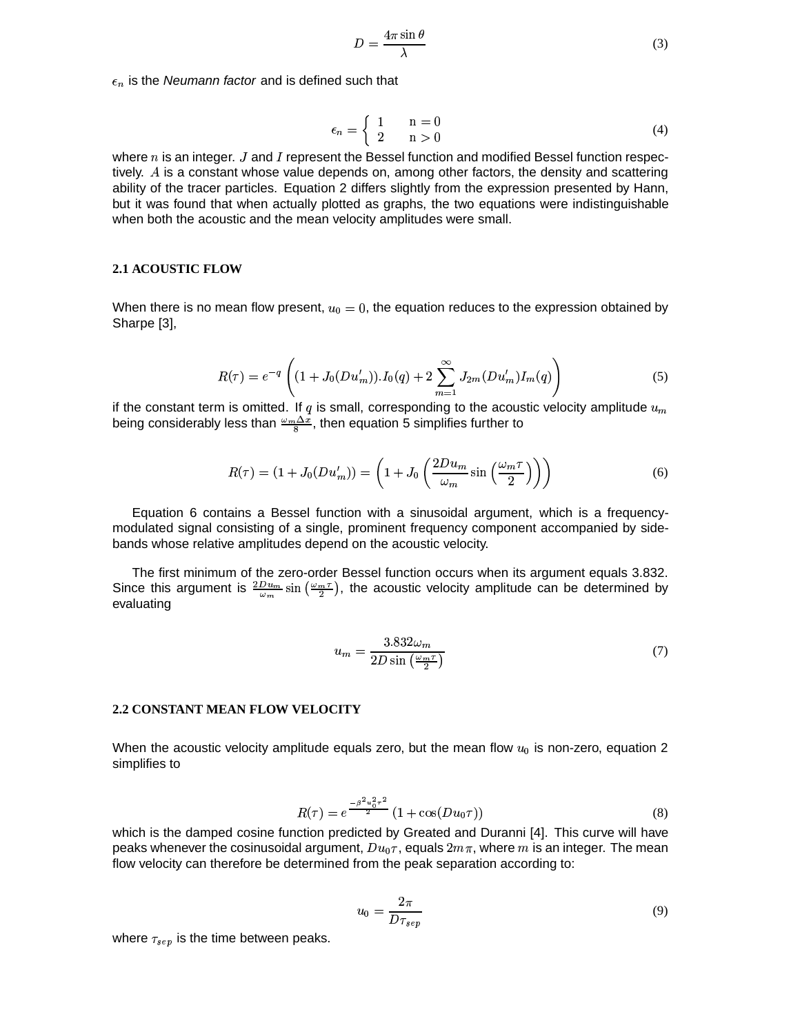$$D = \frac{4\pi \sin\theta}{\lambda} \tag{3}$$

$\epsilon_n$ is the *Neumann factor* and is defined such that

$$\epsilon_n = \begin{cases} 1 & \text{n} = 0 \\ 2 & \text{n} > 0 \end{cases} \tag{4}$$

where $n$ is an integer. $J$ and $I$ represent the Bessel function and modified Bessel function respectively. $A$ is a constant whose value depends on, among other factors, the density and scattering ability of the tracer particles. Equation 2 differs slightly from the expression presented by Hann, but it was found that when actually plotted as graphs, the two equations were indistinguishable when both the acoustic and the mean velocity amplitudes were small.

### 2.1 ACOUSTIC FLOW

When there is no mean flow present, $u_0 = 0$, the equation reduces to the expression obtained by Sharpe [3],

$$R(\tau) = e^{-q}\left((1 + J_0(Du'_m)).I_0(q) + 2\sum_{m=1}^{\infty} J_{2m}(Du'_m)I_m(q)\right) \tag{5}$$

if the constant term is omitted. If $q$ is small, corresponding to the acoustic velocity amplitude $u_m$ being considerably less than $\frac{\omega_m \Delta x}{8}$, then equation 5 simplifies further to

$$R(\tau) = (1 + J_0(Du'_m)) = \left(1 + J_0\left(\frac{2Du_m}{\omega_m}\sin\left(\frac{\omega_m \tau}{2}\right)\right)\right) \tag{6}$$

Equation 6 contains a Bessel function with a sinusoidal argument, which is a frequency-modulated signal consisting of a single, prominent frequency component accompanied by sidebands whose relative amplitudes depend on the acoustic velocity.

The first minimum of the zero-order Bessel function occurs when its argument equals 3.832. Since this argument is $\frac{2Du_m}{\omega_m}\sin\left(\frac{\omega_m \tau}{2}\right)$, the acoustic velocity amplitude can be determined by evaluating

$$u_m = \frac{3.832\omega_m}{2D\sin\left(\frac{\omega_m \tau}{2}\right)} \tag{7}$$

### 2.2 CONSTANT MEAN FLOW VELOCITY

When the acoustic velocity amplitude equals zero, but the mean flow $u_0$ is non-zero, equation 2 simplifies to

$$R(\tau) = e^{\frac{-\beta^2 u_0^2 \tau^2}{2}}\left(1 + \cos(Du_0\tau)\right) \tag{8}$$

which is the damped cosine function predicted by Greated and Duranni [4]. This curve will have peaks whenever the cosinusoidal argument, $Du_0\tau$, equals $2m\pi$, where $m$ is an integer. The mean flow velocity can therefore be determined from the peak separation according to:

$$u_0 = \frac{2\pi}{D\tau_{sep}} \tag{9}$$

where $\tau_{sep}$ is the time between peaks.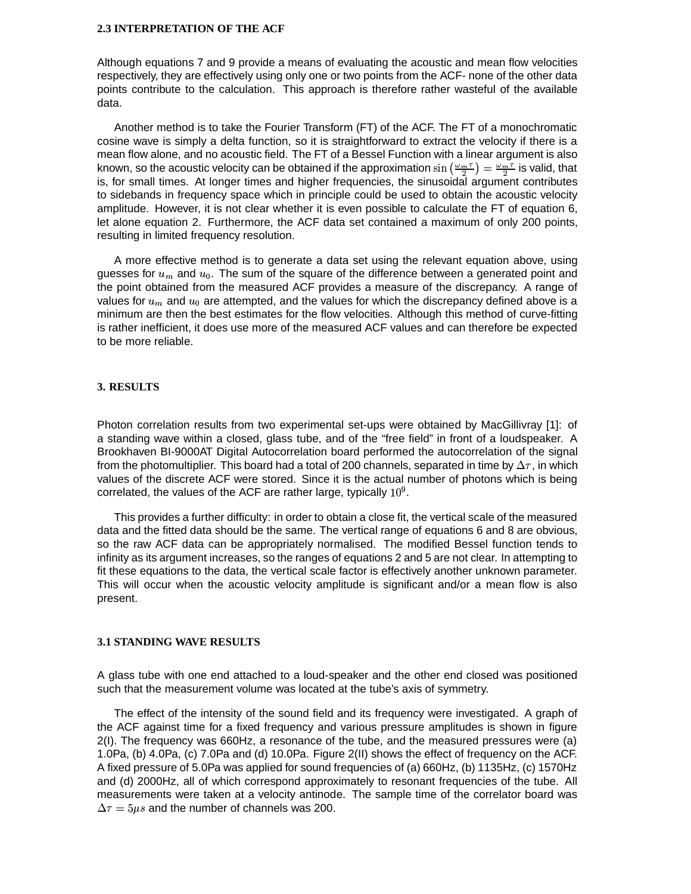### 2.3 INTERPRETATION OF THE ACF

Although equations 7 and 9 provide a means of evaluating the acoustic and mean flow velocities respectively, they are effectively using only one or two points from the ACF- none of the other data points contribute to the calculation. This approach is therefore rather wasteful of the available data.

Another method is to take the Fourier Transform (FT) of the ACF. The FT of a monochromatic cosine wave is simply a delta function, so it is straightforward to extract the velocity if there is a mean flow alone, and no acoustic field. The FT of a Bessel Function with a linear argument is also known, so the acoustic velocity can be obtained if the approximation $\sin\left(\frac{\omega_m \tau}{2}\right) = \frac{\omega_m \tau}{2}$ is valid, that is, for small times. At longer times and higher frequencies, the sinusoidal argument contributes to sidebands in frequency space which in principle could be used to obtain the acoustic velocity amplitude. However, it is not clear whether it is even possible to calculate the FT of equation 6, let alone equation 2. Furthermore, the ACF data set contained a maximum of only 200 points, resulting in limited frequency resolution.

A more effective method is to generate a data set using the relevant equation above, using guesses for $u_m$ and $u_0$. The sum of the square of the difference between a generated point and the point obtained from the measured ACF provides a measure of the discrepancy. A range of values for $u_m$ and $u_0$ are attempted, and the values for which the discrepancy defined above is a minimum are then the best estimates for the flow velocities. Although this method of curve-fitting is rather inefficient, it does use more of the measured ACF values and can therefore be expected to be more reliable.

## 3. RESULTS

Photon correlation results from two experimental set-ups were obtained by MacGillivray [1]: of a standing wave within a closed, glass tube, and of the “free field” in front of a loudspeaker. A Brookhaven BI-9000AT Digital Autocorrelation board performed the autocorrelation of the signal from the photomultiplier. This board had a total of 200 channels, separated in time by $\Delta\tau$, in which values of the discrete ACF were stored. Since it is the actual number of photons which is being correlated, the values of the ACF are rather large, typically $10^9$.

This provides a further difficulty: in order to obtain a close fit, the vertical scale of the measured data and the fitted data should be the same. The vertical range of equations 6 and 8 are obvious, so the raw ACF data can be appropriately normalised. The modified Bessel function tends to infinity as its argument increases, so the ranges of equations 2 and 5 are not clear. In attempting to fit these equations to the data, the vertical scale factor is effectively another unknown parameter. This will occur when the acoustic velocity amplitude is significant and/or a mean flow is also present.

### 3.1 STANDING WAVE RESULTS

A glass tube with one end attached to a loud-speaker and the other end closed was positioned such that the measurement volume was located at the tube's axis of symmetry.

The effect of the intensity of the sound field and its frequency were investigated. A graph of the ACF against time for a fixed frequency and various pressure amplitudes is shown in figure 2(I). The frequency was 660Hz, a resonance of the tube, and the measured pressures were (a) 1.0Pa, (b) 4.0Pa, (c) 7.0Pa and (d) 10.0Pa. Figure 2(II) shows the effect of frequency on the ACF. A fixed pressure of 5.0Pa was applied for sound frequencies of (a) 660Hz, (b) 1135Hz, (c) 1570Hz and (d) 2000Hz, all of which correspond approximately to resonant frequencies of the tube. All measurements were taken at a velocity antinode. The sample time of the correlator board was $\Delta\tau = 5\mu s$ and the number of channels was 200.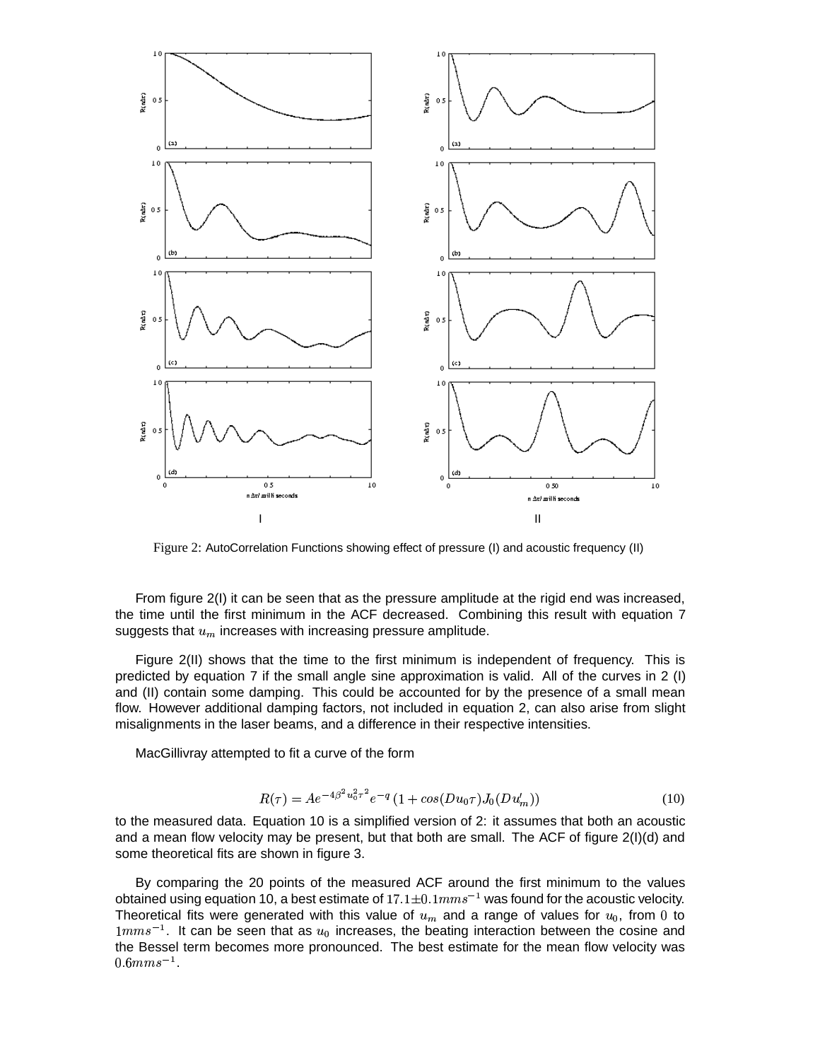Figure 2: AutoCorrelation Functions showing effect of pressure (I) and acoustic frequency (II)

From figure 2(I) it can be seen that as the pressure amplitude at the rigid end was increased, the time until the first minimum in the ACF decreased. Combining this result with equation 7 suggests that $u_m$ increases with increasing pressure amplitude.

Figure 2(II) shows that the time to the first minimum is independent of frequency. This is predicted by equation 7 if the small angle sine approximation is valid. All of the curves in 2 (I) and (II) contain some damping. This could be accounted for by the presence of a small mean flow. However additional damping factors, not included in equation 2, can also arise from slight misalignments in the laser beams, and a difference in their respective intensities.

MacGillivray attempted to fit a curve of the form

$$R(\tau) = Ae^{-4\beta^2 u_0^2 \tau^2} e^{-q} \left(1 + cos(Du_0\tau) J_0(Du'_m)\right) \tag{10}$$

to the measured data. Equation 10 is a simplified version of 2: it assumes that both an acoustic and a mean flow velocity may be present, but that both are small. The ACF of figure 2(I)(d) and some theoretical fits are shown in figure 3.

By comparing the 20 points of the measured ACF around the first minimum to the values obtained using equation 10, a best estimate of $17.1 \pm 0.1 mms^{-1}$ was found for the acoustic velocity. Theoretical fits were generated with this value of $u_m$ and a range of values for $u_0$, from $0$ to $1 mms^{-1}$. It can be seen that as $u_0$ increases, the beating interaction between the cosine and the Bessel term becomes more pronounced. The best estimate for the mean flow velocity was $0.6 mms^{-1}$.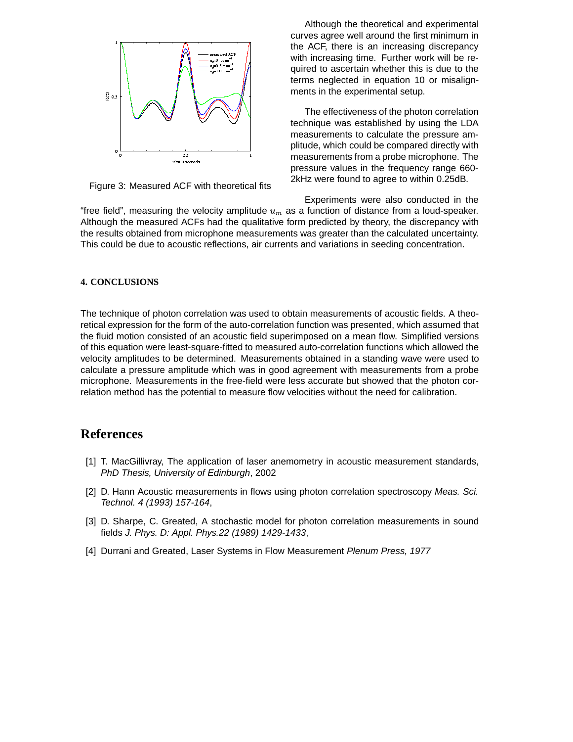1

R(τ) 0.5

0

0 0.5 1

τ/milli seconds

measured ACF

$u_0$=0 mms$^{-1}$

$u_0$=0.5 mms$^{-1}$

$u_0$=1.0 mms$^{-1}$

Figure 3: Measured ACF with theoretical fits

Although the theoretical and experimental curves agree well around the first minimum in the ACF, there is an increasing discrepancy with increasing time. Further work will be required to ascertain whether this is due to the terms neglected in equation 10 or misalignments in the experimental setup.

The effectiveness of the photon correlation technique was established by using the LDA measurements to calculate the pressure amplitude, which could be compared directly with measurements from a probe microphone. The pressure values in the frequency range 660-2kHz were found to agree to within 0.25dB.

Experiments were also conducted in the "free field", measuring the velocity amplitude $u_m$ as a function of distance from a loud-speaker. Although the measured ACFs had the qualitative form predicted by theory, the discrepancy with the results obtained from microphone measurements was greater than the calculated uncertainty. This could be due to acoustic reflections, air currents and variations in seeding concentration.

#### 4. CONCLUSIONS

The technique of photon correlation was used to obtain measurements of acoustic fields. A theoretical expression for the form of the auto-correlation function was presented, which assumed that the fluid motion consisted of an acoustic field superimposed on a mean flow. Simplified versions of this equation were least-square-fitted to measured auto-correlation functions which allowed the velocity amplitudes to be determined. Measurements obtained in a standing wave were used to calculate a pressure amplitude which was in good agreement with measurements from a probe microphone. Measurements in the free-field were less accurate but showed that the photon correlation method has the potential to measure flow velocities without the need for calibration.

## References

[1] T. MacGillivray, The application of laser anemometry in acoustic measurement standards, *PhD Thesis, University of Edinburgh*, 2002

[2] D. Hann Acoustic measurements in flows using photon correlation spectroscopy *Meas. Sci. Technol. 4 (1993) 157-164*,

[3] D. Sharpe, C. Greated, A stochastic model for photon correlation measurements in sound fields *J. Phys. D: Appl. Phys.22 (1989) 1429-1433*,

[4] Durrani and Greated, Laser Systems in Flow Measurement *Plenum Press, 1977*